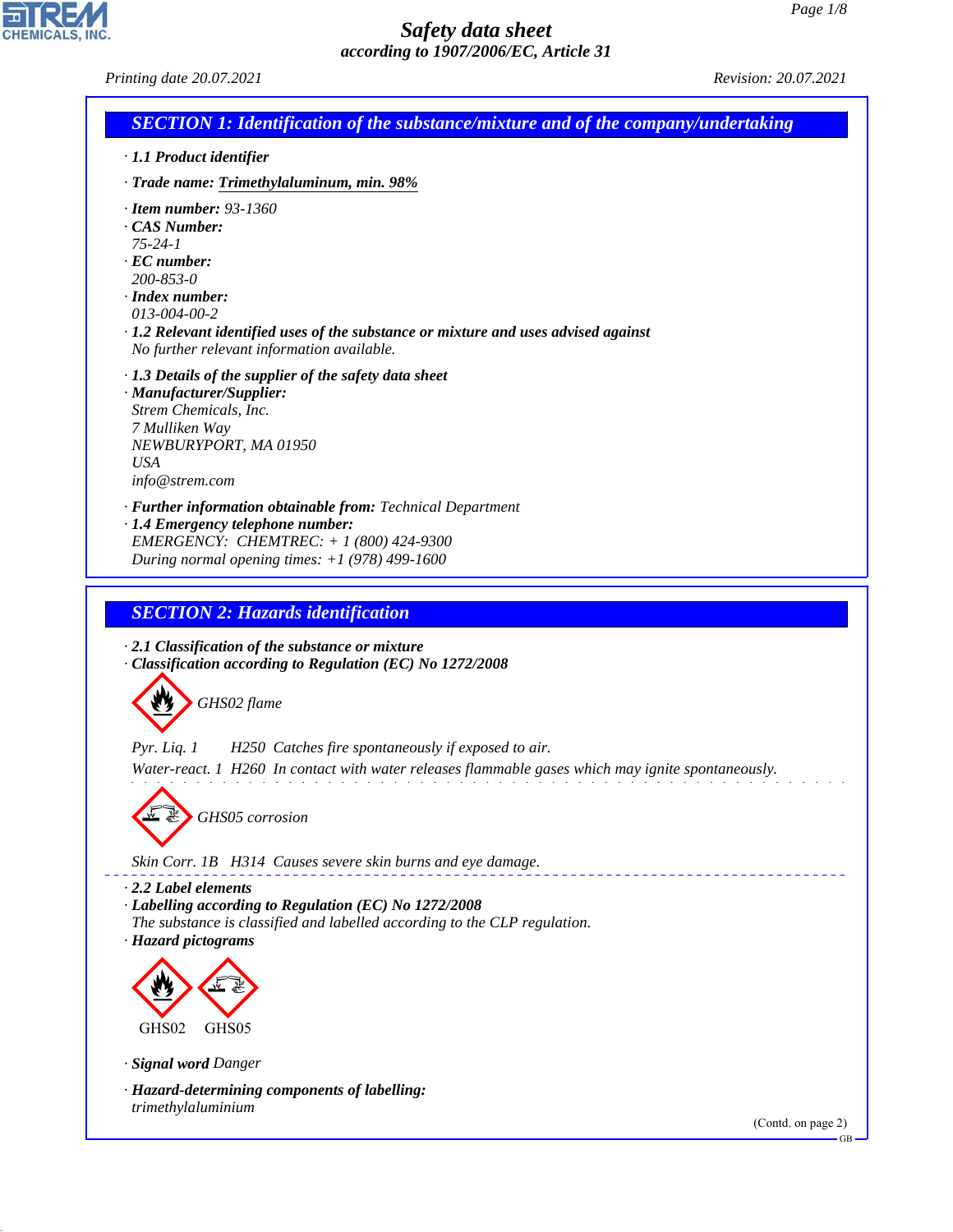# Safety data sheet

*according to 1907/2006/EC, Article 31*

*Printing date 20.07.2021* *Revision: 20.07.2021*

## SECTION 1: Identification of the substance/mixture and of the company/undertaking

· **1.1 Product identifier**

· **Trade name: Trimethylaluminum, min. 98%**

· **Item number:** 93-1360
· **CAS Number:**
75-24-1
· **EC number:**
200-853-0
· **Index number:**
013-004-00-2
· **1.2 Relevant identified uses of the substance or mixture and uses advised against**
No further relevant information available.

· **1.3 Details of the supplier of the safety data sheet**
· **Manufacturer/Supplier:**
Strem Chemicals, Inc.
7 Mulliken Way
NEWBURYPORT, MA 01950
USA
info@strem.com

· **Further information obtainable from:** Technical Department
· **1.4 Emergency telephone number:**
EMERGENCY: CHEMTREC: + 1 (800) 424-9300
During normal opening times: +1 (978) 499-1600

## SECTION 2: Hazards identification

· **2.1 Classification of the substance or mixture**
· **Classification according to Regulation (EC) No 1272/2008**

GHS02 flame

Pyr. Liq. 1 H250 Catches fire spontaneously if exposed to air.
Water-react. 1 H260 In contact with water releases flammable gases which may ignite spontaneously.

GHS05 corrosion

Skin Corr. 1B H314 Causes severe skin burns and eye damage.

· **2.2 Label elements**
· **Labelling according to Regulation (EC) No 1272/2008**
The substance is classified and labelled according to the CLP regulation.
· **Hazard pictograms**

GHS02 GHS05

· **Signal word** Danger

· **Hazard-determining components of labelling:**
trimethylaluminium

(Contd. on page 2)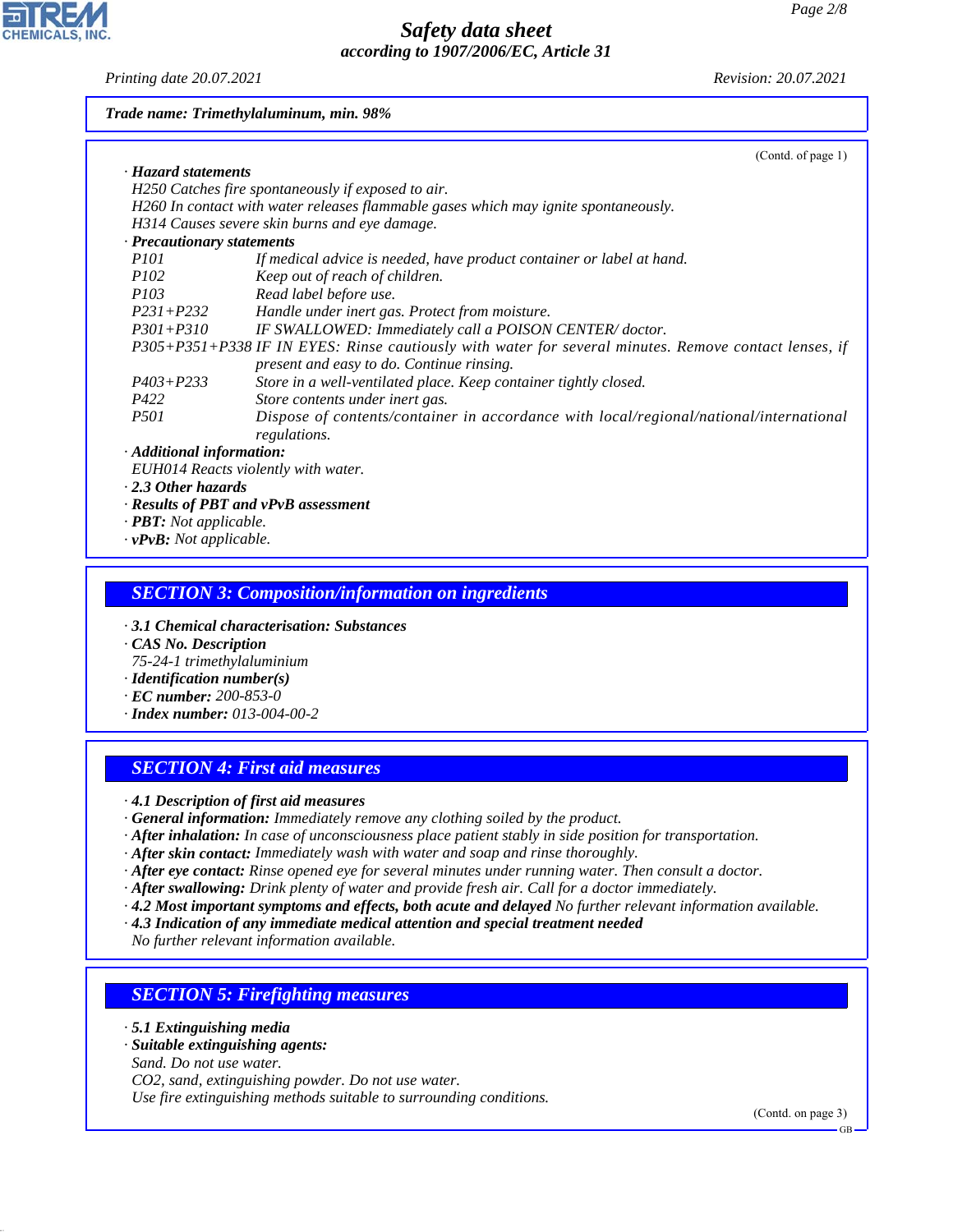**Trade name: Trimethylaluminum, min. 98%**

(Contd. of page 1)

· **Hazard statements**

H250 Catches fire spontaneously if exposed to air.
H260 In contact with water releases flammable gases which may ignite spontaneously.
H314 Causes severe skin burns and eye damage.

· **Precautionary statements**

| | |
|---|---|
| P101 | If medical advice is needed, have product container or label at hand. |
| P102 | Keep out of reach of children. |
| P103 | Read label before use. |
| P231+P232 | Handle under inert gas. Protect from moisture. |
| P301+P310 | IF SWALLOWED: Immediately call a POISON CENTER/ doctor. |
| P305+P351+P338 | IF IN EYES: Rinse cautiously with water for several minutes. Remove contact lenses, if present and easy to do. Continue rinsing. |
| P403+P233 | Store in a well-ventilated place. Keep container tightly closed. |
| P422 | Store contents under inert gas. |
| P501 | Dispose of contents/container in accordance with local/regional/national/international regulations. |

· **Additional information:**

EUH014 Reacts violently with water.

· **2.3 Other hazards**
· **Results of PBT and vPvB assessment**
· **PBT:** Not applicable.
· **vPvB:** Not applicable.

## SECTION 3: Composition/information on ingredients

· **3.1 Chemical characterisation: Substances**
· **CAS No. Description**
75-24-1 trimethylaluminium
· **Identification number(s)**
· **EC number:** 200-853-0
· **Index number:** 013-004-00-2

## SECTION 4: First aid measures

· **4.1 Description of first aid measures**
· **General information:** Immediately remove any clothing soiled by the product.
· **After inhalation:** In case of unconsciousness place patient stably in side position for transportation.
· **After skin contact:** Immediately wash with water and soap and rinse thoroughly.
· **After eye contact:** Rinse opened eye for several minutes under running water. Then consult a doctor.
· **After swallowing:** Drink plenty of water and provide fresh air. Call for a doctor immediately.
· **4.2 Most important symptoms and effects, both acute and delayed** No further relevant information available.
· **4.3 Indication of any immediate medical attention and special treatment needed**
No further relevant information available.

## SECTION 5: Firefighting measures

· **5.1 Extinguishing media**
· **Suitable extinguishing agents:**
Sand. Do not use water.
$CO_2$, sand, extinguishing powder. Do not use water.
Use fire extinguishing methods suitable to surrounding conditions.

(Contd. on page 3)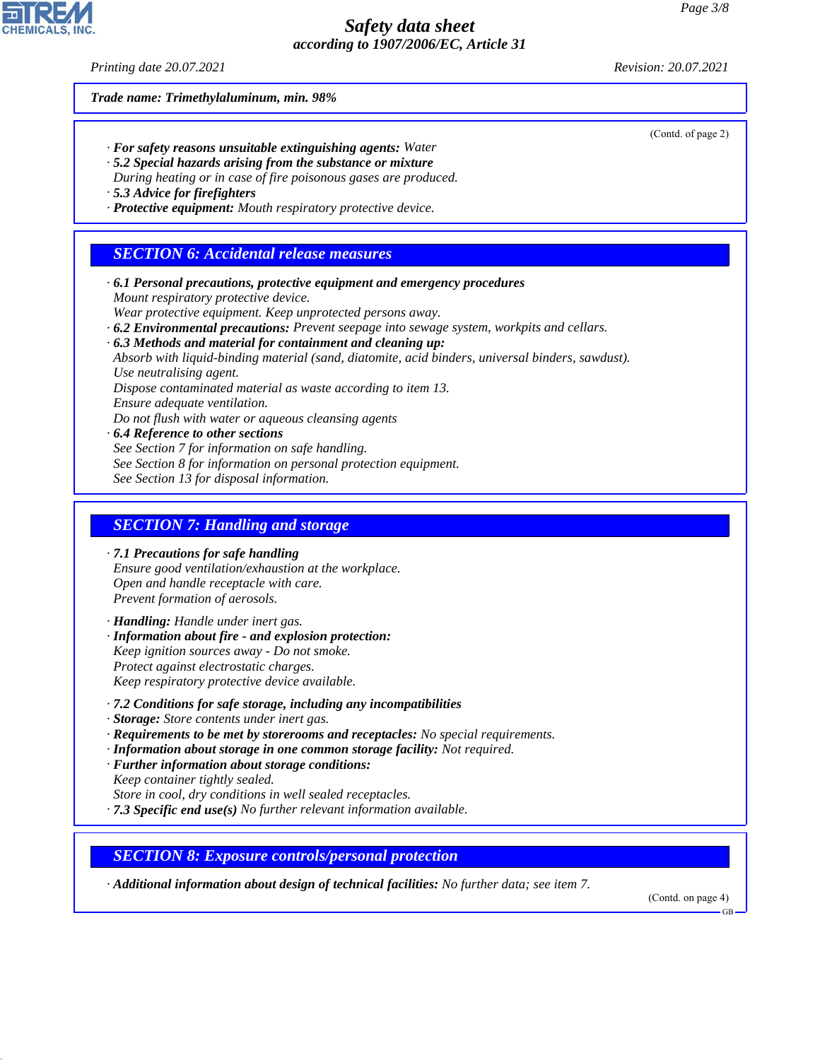Trade name: Trimethylaluminum, min. 98%

(Contd. of page 2)

· **For safety reasons unsuitable extinguishing agents:** Water
· **5.2 Special hazards arising from the substance or mixture**
During heating or in case of fire poisonous gases are produced.
· **5.3 Advice for firefighters**
· **Protective equipment:** Mouth respiratory protective device.

## SECTION 6: Accidental release measures

· **6.1 Personal precautions, protective equipment and emergency procedures**
Mount respiratory protective device.
Wear protective equipment. Keep unprotected persons away.
· **6.2 Environmental precautions:** Prevent seepage into sewage system, workpits and cellars.
· **6.3 Methods and material for containment and cleaning up:**
Absorb with liquid-binding material (sand, diatomite, acid binders, universal binders, sawdust).
Use neutralising agent.
Dispose contaminated material as waste according to item 13.
Ensure adequate ventilation.
Do not flush with water or aqueous cleansing agents
· **6.4 Reference to other sections**
See Section 7 for information on safe handling.
See Section 8 for information on personal protection equipment.
See Section 13 for disposal information.

## SECTION 7: Handling and storage

· **7.1 Precautions for safe handling**
Ensure good ventilation/exhaustion at the workplace.
Open and handle receptacle with care.
Prevent formation of aerosols.

· **Handling:** Handle under inert gas.
· **Information about fire - and explosion protection:**
Keep ignition sources away - Do not smoke.
Protect against electrostatic charges.
Keep respiratory protective device available.

· **7.2 Conditions for safe storage, including any incompatibilities**
· **Storage:** Store contents under inert gas.
· **Requirements to be met by storerooms and receptacles:** No special requirements.
· **Information about storage in one common storage facility:** Not required.
· **Further information about storage conditions:**
Keep container tightly sealed.
Store in cool, dry conditions in well sealed receptacles.
· **7.3 Specific end use(s)** No further relevant information available.

## SECTION 8: Exposure controls/personal protection

· **Additional information about design of technical facilities:** No further data; see item 7.

(Contd. on page 4)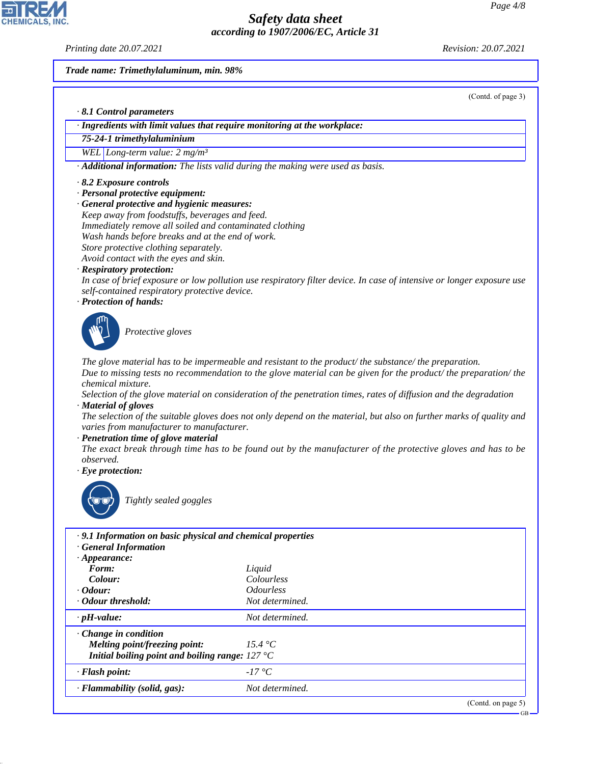**Trade name: Trimethylaluminum, min. 98%**

(Contd. of page 3)

· **8.1 Control parameters**

| · Ingredients with limit values that require monitoring at the workplace: | |
|---|---|
| **75-24-1 trimethylaluminium** | |
| WEL | Long-term value: 2 mg/m³ |

· **Additional information:** The lists valid during the making were used as basis.

· **8.2 Exposure controls**
· **Personal protective equipment:**
· **General protective and hygienic measures:**
Keep away from foodstuffs, beverages and feed.
Immediately remove all soiled and contaminated clothing
Wash hands before breaks and at the end of work.
Store protective clothing separately.
Avoid contact with the eyes and skin.
· **Respiratory protection:**
In case of brief exposure or low pollution use respiratory filter device. In case of intensive or longer exposure use self-contained respiratory protective device.
· **Protection of hands:**

Protective gloves

The glove material has to be impermeable and resistant to the product/ the substance/ the preparation.
Due to missing tests no recommendation to the glove material can be given for the product/ the preparation/ the chemical mixture.
Selection of the glove material on consideration of the penetration times, rates of diffusion and the degradation
· **Material of gloves**
The selection of the suitable gloves does not only depend on the material, but also on further marks of quality and varies from manufacturer to manufacturer.
· **Penetration time of glove material**
The exact break through time has to be found out by the manufacturer of the protective gloves and has to be observed.
· **Eye protection:**

Tightly sealed goggles

| · **9.1 Information on basic physical and chemical properties** | |
|---|---|
| · **General Information** | |
| · **Appearance:** | |
| **Form:** | Liquid |
| **Colour:** | Colourless |
| · **Odour:** | Odourless |
| · **Odour threshold:** | Not determined. |
| · **pH-value:** | Not determined. |
| · **Change in condition** | |
| **Melting point/freezing point:** | 15.4 °C |
| **Initial boiling point and boiling range:** | 127 °C |
| · **Flash point:** | -17 °C |
| · **Flammability (solid, gas):** | Not determined. |

(Contd. on page 5)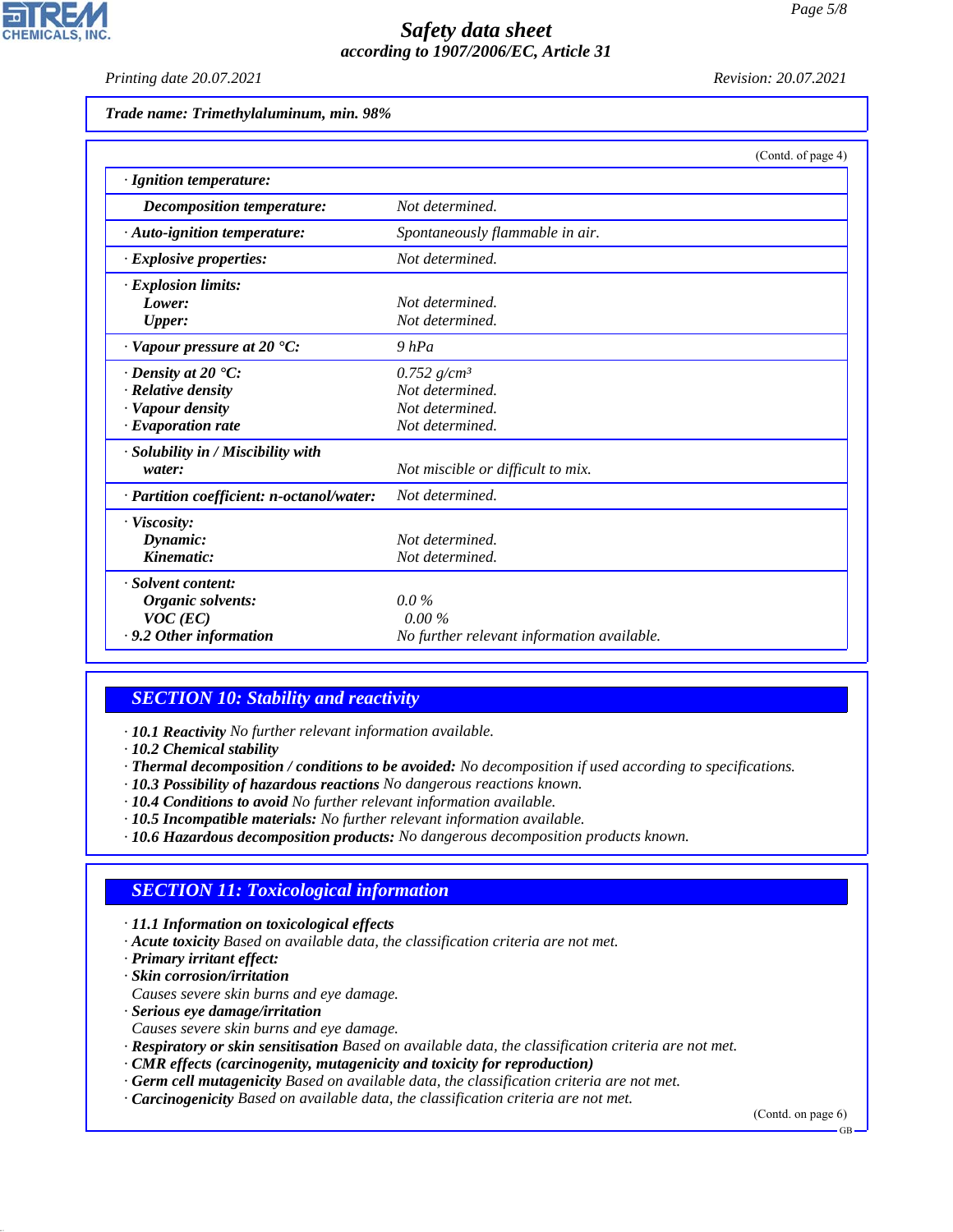**Trade name: Trimethylaluminum, min. 98%**

(Contd. of page 4)

| | |
|---|---|
| · **Ignition temperature:** | |
| **Decomposition temperature:** | Not determined. |
| · **Auto-ignition temperature:** | Spontaneously flammable in air. |
| · **Explosive properties:** | Not determined. |
| · **Explosion limits:** | |
| **Lower:** | Not determined. |
| **Upper:** | Not determined. |
| · **Vapour pressure at 20 °C:** | 9 hPa |
| · **Density at 20 °C:** | 0.752 g/cm³ |
| · **Relative density** | Not determined. |
| · **Vapour density** | Not determined. |
| · **Evaporation rate** | Not determined. |
| · **Solubility in / Miscibility with water:** | Not miscible or difficult to mix. |
| · **Partition coefficient: n-octanol/water:** | Not determined. |
| · **Viscosity:** | |
| **Dynamic:** | Not determined. |
| **Kinematic:** | Not determined. |
| · **Solvent content:** | |
| **Organic solvents:** | 0.0 % |
| **VOC (EC)** | 0.00 % |
| · **9.2 Other information** | No further relevant information available. |

## SECTION 10: Stability and reactivity

· **10.1 Reactivity** No further relevant information available.
· **10.2 Chemical stability**
· **Thermal decomposition / conditions to be avoided:** No decomposition if used according to specifications.
· **10.3 Possibility of hazardous reactions** No dangerous reactions known.
· **10.4 Conditions to avoid** No further relevant information available.
· **10.5 Incompatible materials:** No further relevant information available.
· **10.6 Hazardous decomposition products:** No dangerous decomposition products known.

## SECTION 11: Toxicological information

· **11.1 Information on toxicological effects**
· **Acute toxicity** Based on available data, the classification criteria are not met.
· **Primary irritant effect:**
· **Skin corrosion/irritation**
Causes severe skin burns and eye damage.
· **Serious eye damage/irritation**
Causes severe skin burns and eye damage.
· **Respiratory or skin sensitisation** Based on available data, the classification criteria are not met.
· **CMR effects (carcinogenity, mutagenicity and toxicity for reproduction)**
· **Germ cell mutagenicity** Based on available data, the classification criteria are not met.
· **Carcinogenicity** Based on available data, the classification criteria are not met.

(Contd. on page 6)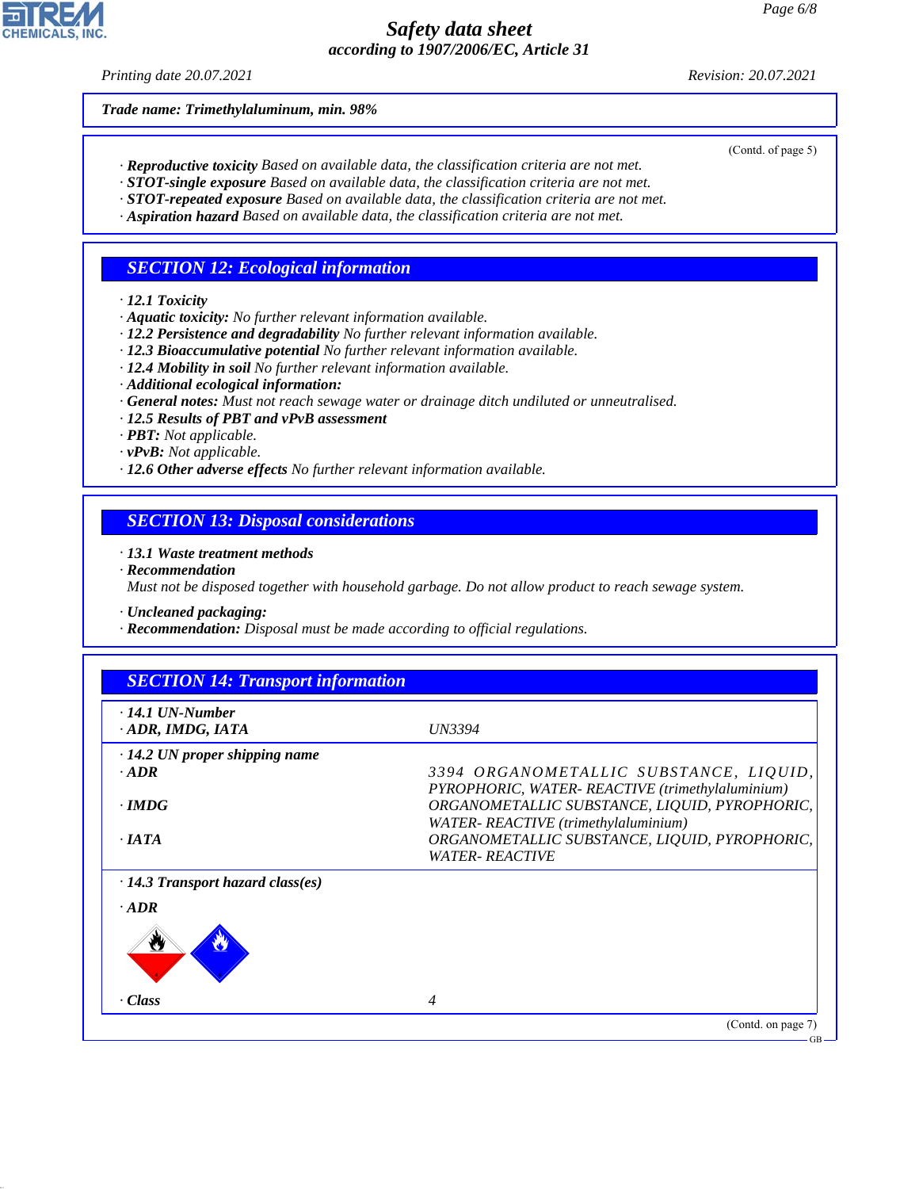**Trade name: Trimethylaluminum, min. 98%**

(Contd. of page 5)

· **Reproductive toxicity** Based on available data, the classification criteria are not met.
· **STOT-single exposure** Based on available data, the classification criteria are not met.
· **STOT-repeated exposure** Based on available data, the classification criteria are not met.
· **Aspiration hazard** Based on available data, the classification criteria are not met.

## SECTION 12: Ecological information

· **12.1 Toxicity**
· **Aquatic toxicity:** No further relevant information available.
· **12.2 Persistence and degradability** No further relevant information available.
· **12.3 Bioaccumulative potential** No further relevant information available.
· **12.4 Mobility in soil** No further relevant information available.
· **Additional ecological information:**
· **General notes:** Must not reach sewage water or drainage ditch undiluted or unneutralised.
· **12.5 Results of PBT and vPvB assessment**
· **PBT:** Not applicable.
· **vPvB:** Not applicable.
· **12.6 Other adverse effects** No further relevant information available.

## SECTION 13: Disposal considerations

· **13.1 Waste treatment methods**
· **Recommendation**
Must not be disposed together with household garbage. Do not allow product to reach sewage system.

· **Uncleaned packaging:**
· **Recommendation:** Disposal must be made according to official regulations.

## SECTION 14: Transport information

| | |
|---|---|
| · **14.1 UN-Number** | |
| · **ADR, IMDG, IATA** | UN3394 |
| · **14.2 UN proper shipping name** | |
| · **ADR** | 3394 ORGANOMETALLIC SUBSTANCE, LIQUID, PYROPHORIC, WATER- REACTIVE (trimethylaluminium) |
| · **IMDG** | ORGANOMETALLIC SUBSTANCE, LIQUID, PYROPHORIC, WATER- REACTIVE (trimethylaluminium) |
| · **IATA** | ORGANOMETALLIC SUBSTANCE, LIQUID, PYROPHORIC, WATER- REACTIVE |
| · **14.3 Transport hazard class(es)** | |
| · **ADR** | |
| · **Class** | 4 |

(Contd. on page 7)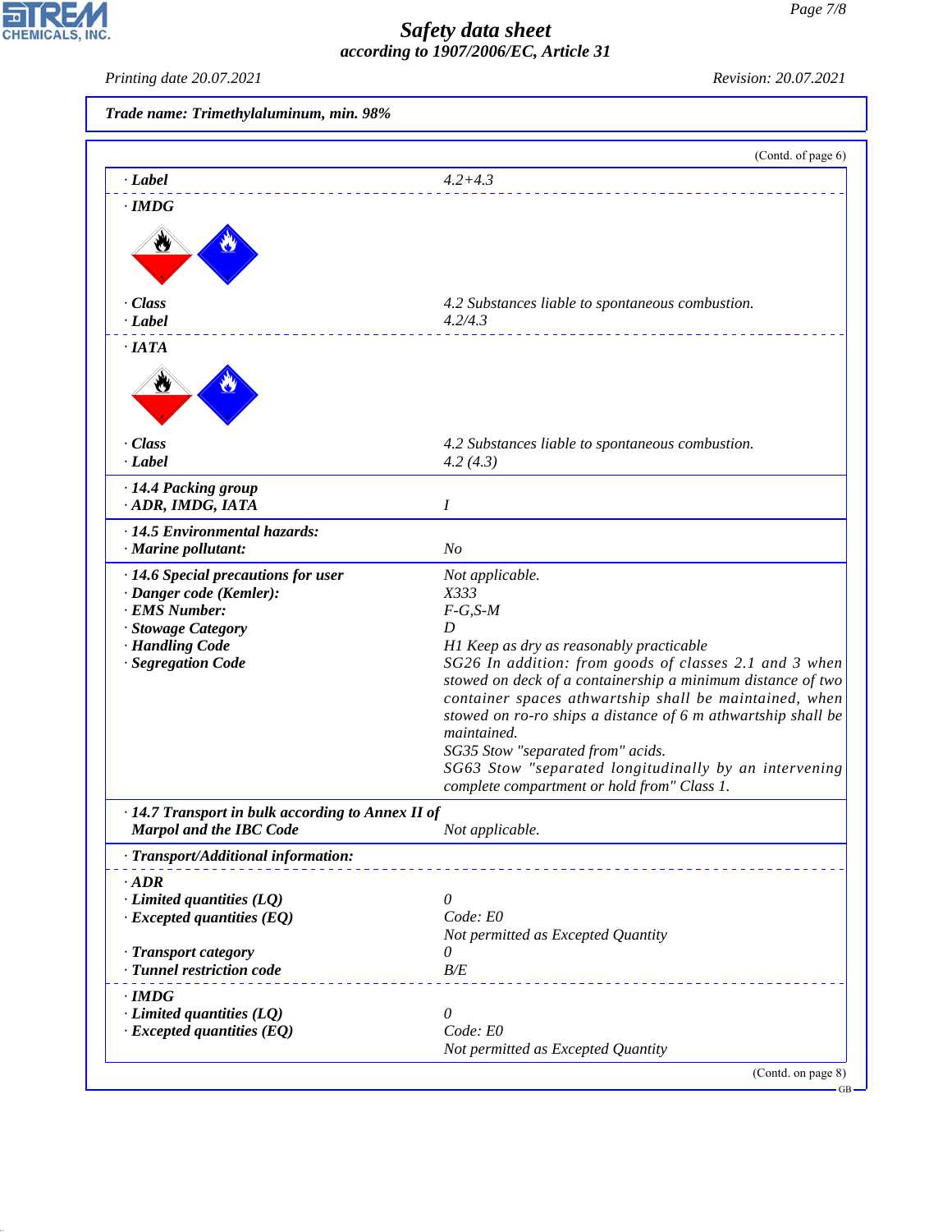**Trade name: Trimethylaluminum, min. 98%**

(Contd. of page 6)

| | |
|---|---|
| · **Label** | 4.2+4.3 |
| · **IMDG** | |
| · **Class** | 4.2 Substances liable to spontaneous combustion. |
| · **Label** | 4.2/4.3 |
| · **IATA** | |
| · **Class** | 4.2 Substances liable to spontaneous combustion. |
| · **Label** | 4.2 (4.3) |
| · **14.4 Packing group** | |
| · **ADR, IMDG, IATA** | I |
| · **14.5 Environmental hazards:** | |
| · **Marine pollutant:** | No |
| · **14.6 Special precautions for user** | Not applicable. |
| · **Danger code (Kemler):** | X333 |
| · **EMS Number:** | F-G,S-M |
| · **Stowage Category** | D |
| · **Handling Code** | H1 Keep as dry as reasonably practicable |
| · **Segregation Code** | SG26 In addition: from goods of classes 2.1 and 3 when stowed on deck of a containership a minimum distance of two container spaces athwartship shall be maintained, when stowed on ro-ro ships a distance of 6 m athwartship shall be maintained. SG35 Stow "separated from" acids. SG63 Stow "separated longitudinally by an intervening complete compartment or hold from" Class 1. |
| · **14.7 Transport in bulk according to Annex II of Marpol and the IBC Code** | Not applicable. |
| · **Transport/Additional information:** | |
| · **ADR** | |
| · **Limited quantities (LQ)** | 0 |
| · **Excepted quantities (EQ)** | Code: E0<br>Not permitted as Excepted Quantity |
| · **Transport category** | 0 |
| · **Tunnel restriction code** | B/E |
| · **IMDG** | |
| · **Limited quantities (LQ)** | 0 |
| · **Excepted quantities (EQ)** | Code: E0<br>Not permitted as Excepted Quantity |

(Contd. on page 8)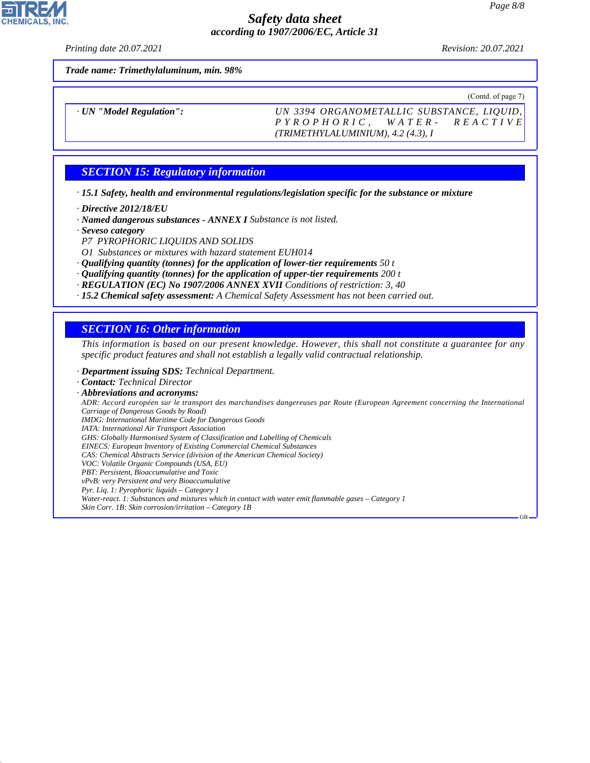**Trade name: Trimethylaluminum, min. 98%**

(Contd. of page 7)

| | |
|---|---|
| · **UN "Model Regulation":** | UN 3394 ORGANOMETALLIC SUBSTANCE, LIQUID, PYROPHORIC, WATER-REACTIVE (TRIMETHYLALUMINIUM), 4.2 (4.3), I |

## SECTION 15: Regulatory information

· **15.1 Safety, health and environmental regulations/legislation specific for the substance or mixture**

· **Directive 2012/18/EU**
· **Named dangerous substances - ANNEX I** Substance is not listed.
· **Seveso category**
P7 PYROPHORIC LIQUIDS AND SOLIDS
O1 Substances or mixtures with hazard statement EUH014
· **Qualifying quantity (tonnes) for the application of lower-tier requirements** 50 t
· **Qualifying quantity (tonnes) for the application of upper-tier requirements** 200 t
· **REGULATION (EC) No 1907/2006 ANNEX XVII** Conditions of restriction: 3, 40
· **15.2 Chemical safety assessment:** A Chemical Safety Assessment has not been carried out.

## SECTION 16: Other information

This information is based on our present knowledge. However, this shall not constitute a guarantee for any specific product features and shall not establish a legally valid contractual relationship.

· **Department issuing SDS:** Technical Department.
· **Contact:** Technical Director
· **Abbreviations and acronyms:**
ADR: Accord européen sur le transport des marchandises dangereuses par Route (European Agreement concerning the International Carriage of Dangerous Goods by Road)
IMDG: International Maritime Code for Dangerous Goods
IATA: International Air Transport Association
GHS: Globally Harmonised System of Classification and Labelling of Chemicals
EINECS: European Inventory of Existing Commercial Chemical Substances
CAS: Chemical Abstracts Service (division of the American Chemical Society)
VOC: Volatile Organic Compounds (USA, EU)
PBT: Persistent, Bioaccumulative and Toxic
vPvB: very Persistent and very Bioaccumulative
Pyr. Liq. 1: Pyrophoric liquids – Category 1
Water-react. 1: Substances and mixtures which in contact with water emit flammable gases – Category 1
Skin Corr. 1B: Skin corrosion/irritation – Category 1B